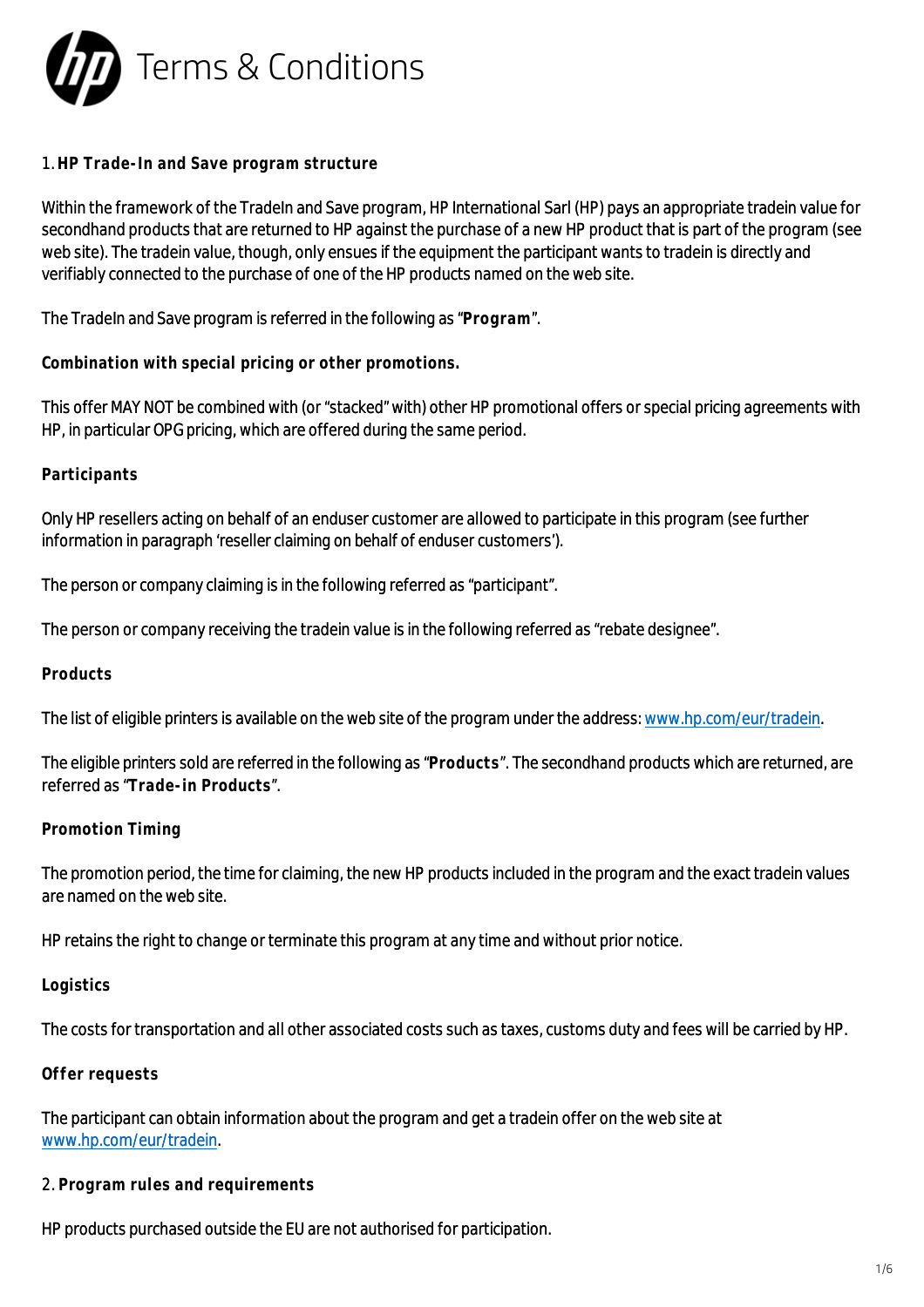# Terms & Conditions

## 1. HP Trade-In and Save program structure

Within the framework of the TradeIn and Save program, HP International Sarl (HP) pays an appropriate tradein value for secondhand products that are returned to HP against the purchase of a new HP product that is part of the program (see web site). The tradein value, though, only ensues if the equipment the participant wants to tradein is directly and verifiably connected to the purchase of one of the HP products named on the web site.

The TradeIn and Save program is referred in the following as "**Program**".

### Combination with special pricing or other promotions.

This offer MAY NOT be combined with (or "stacked" with) other HP promotional offers or special pricing agreements with HP, in particular OPG pricing, which are offered during the same period.

### Participants

Only HP resellers acting on behalf of an enduser customer are allowed to participate in this program (see further information in paragraph 'reseller claiming on behalf of enduser customers').

The person or company claiming is in the following referred as "participant".

The person or company receiving the tradein value is in the following referred as "rebate designee".

### Products

The list of eligible printers is available on the web site of the program under the address: [www.hp.com/eur/tradein](http://www.hp.com/eur/tradein).

The eligible printers sold are referred in the following as "**Products**". The secondhand products which are returned, are referred as "**Trade-in Products**".

### Promotion Timing

The promotion period, the time for claiming, the new HP products included in the program and the exact tradein values are named on the web site.

HP retains the right to change or terminate this program at any time and without prior notice.

### Logistics

The costs for transportation and all other associated costs such as taxes, customs duty and fees will be carried by HP.

### Offer requests

The participant can obtain information about the program and get a tradein offer on the web site at [www.hp.com/eur/tradein](http://www.hp.com/eur/tradein).

## 2. Program rules and requirements

HP products purchased outside the EU are not authorised for participation.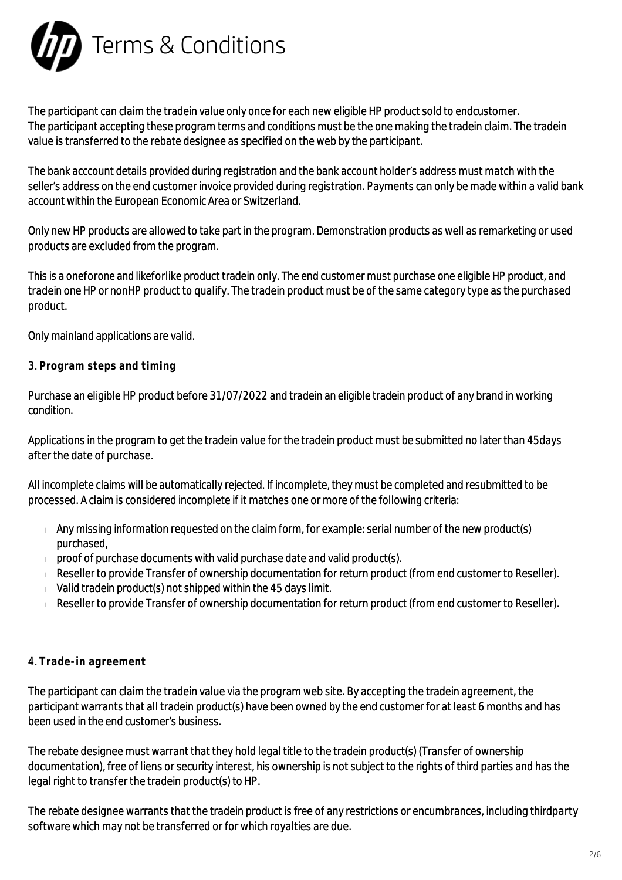The participant can claim the tradein value only once for each new eligible HP product sold to endcustomer. The participant accepting these program terms and conditions must be the one making the tradein claim. The tradein value is transferred to the rebate designee as specified on the web by the participant.

The bank acccount details provided during registration and the bank account holder's address must match with the seller's address on the end customer invoice provided during registration. Payments can only be made within a valid bank account within the European Economic Area or Switzerland.

Only new HP products are allowed to take part in the program. Demonstration products as well as remarketing or used products are excluded from the program.

This is a oneforone and likeforlike product tradein only. The end customer must purchase one eligible HP product, and tradein one HP or nonHP product to qualify. The tradein product must be of the same category type as the purchased product.

Only mainland applications are valid.

3. **Program steps and timing**

Purchase an eligible HP product before 31/07/2022 and tradein an eligible tradein product of any brand in working condition.

Applications in the program to get the tradein value for the tradein product must be submitted no later than 45days after the date of purchase.

All incomplete claims will be automatically rejected. If incomplete, they must be completed and resubmitted to be processed. A claim is considered incomplete if it matches one or more of the following criteria:

- Any missing information requested on the claim form, for example: serial number of the new product(s) purchased,
- proof of purchase documents with valid purchase date and valid product(s).
- Reseller to provide Transfer of ownership documentation for return product (from end customer to Reseller).
- Valid tradein product(s) not shipped within the 45 days limit.
- Reseller to provide Transfer of ownership documentation for return product (from end customer to Reseller).

4. **Trade-in agreement**

The participant can claim the tradein value via the program web site. By accepting the tradein agreement, the participant warrants that all tradein product(s) have been owned by the end customer for at least 6 months and has been used in the end customer's business.

The rebate designee must warrant that they hold legal title to the tradein product(s) (Transfer of ownership documentation), free of liens or security interest, his ownership is not subject to the rights of third parties and has the legal right to transfer the tradein product(s) to HP.

The rebate designee warrants that the tradein product is free of any restrictions or encumbrances, including thirdparty software which may not be transferred or for which royalties are due.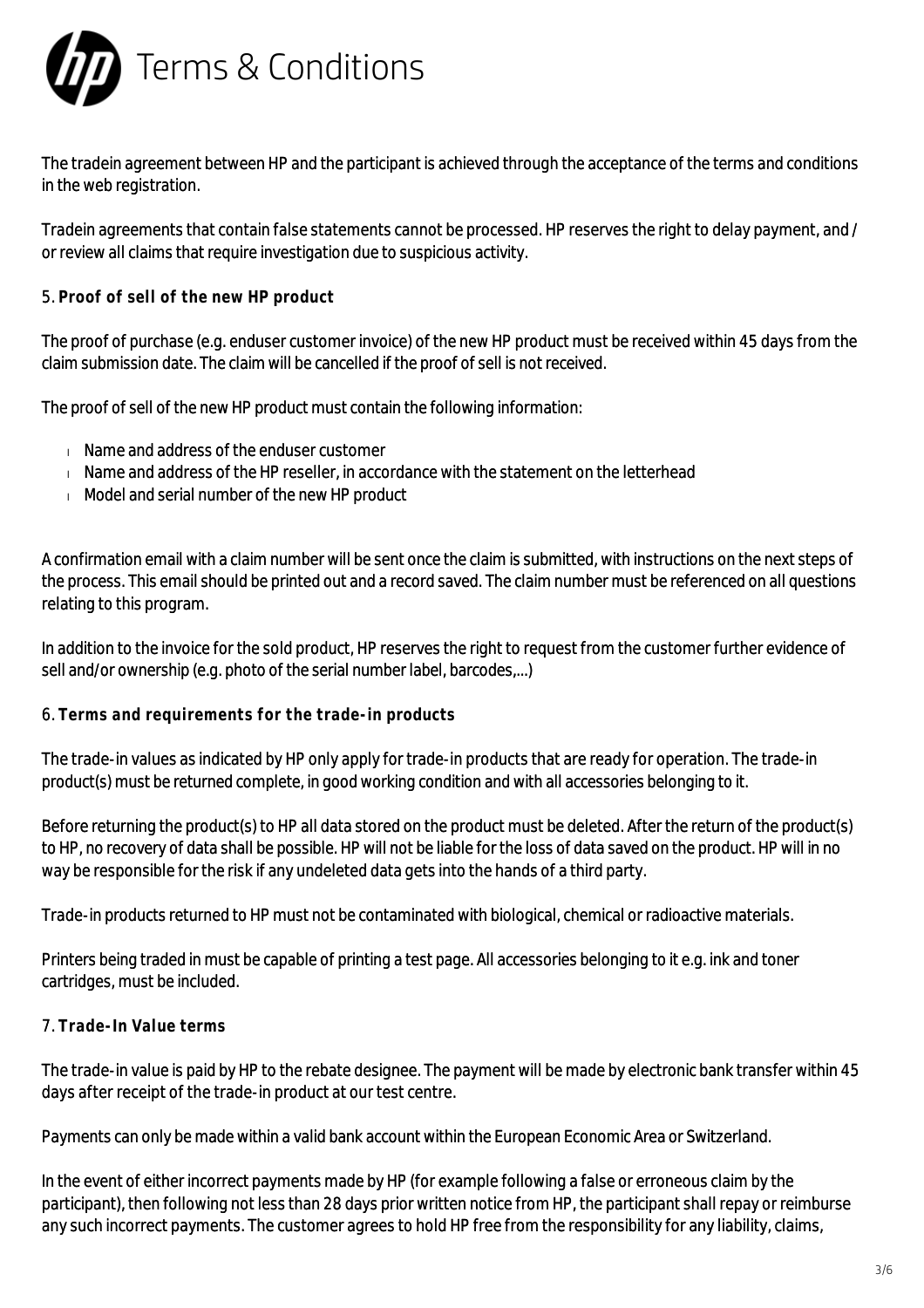The tradein agreement between HP and the participant is achieved through the acceptance of the terms and conditions in the web registration.

Tradein agreements that contain false statements cannot be processed. HP reserves the right to delay payment, and / or review all claims that require investigation due to suspicious activity.

## 5. **Proof of sell of the new HP product**

The proof of purchase (e.g. enduser customer invoice) of the new HP product must be received within 45 days from the claim submission date. The claim will be cancelled if the proof of sell is not received.

The proof of sell of the new HP product must contain the following information:

- Name and address of the enduser customer
- Name and address of the HP reseller, in accordance with the statement on the letterhead
- Model and serial number of the new HP product

A confirmation email with a claim number will be sent once the claim is submitted, with instructions on the next steps of the process. This email should be printed out and a record saved. The claim number must be referenced on all questions relating to this program.

In addition to the invoice for the sold product, HP reserves the right to request from the customer further evidence of sell and/or ownership (e.g. photo of the serial number label, barcodes,...)

## 6. **Terms and requirements for the trade-in products**

The trade-in values as indicated by HP only apply for trade-in products that are ready for operation. The trade-in product(s) must be returned complete, in good working condition and with all accessories belonging to it.

Before returning the product(s) to HP all data stored on the product must be deleted. After the return of the product(s) to HP, no recovery of data shall be possible. HP will not be liable for the loss of data saved on the product. HP will in no way be responsible for the risk if any undeleted data gets into the hands of a third party.

Trade-in products returned to HP must not be contaminated with biological, chemical or radioactive materials.

Printers being traded in must be capable of printing a test page. All accessories belonging to it e.g. ink and toner cartridges, must be included.

## 7. **Trade-In Value terms**

The trade-in value is paid by HP to the rebate designee. The payment will be made by electronic bank transfer within 45 days after receipt of the trade-in product at our test centre.

Payments can only be made within a valid bank account within the European Economic Area or Switzerland.

In the event of either incorrect payments made by HP (for example following a false or erroneous claim by the participant), then following not less than 28 days prior written notice from HP, the participant shall repay or reimburse any such incorrect payments. The customer agrees to hold HP free from the responsibility for any liability, claims,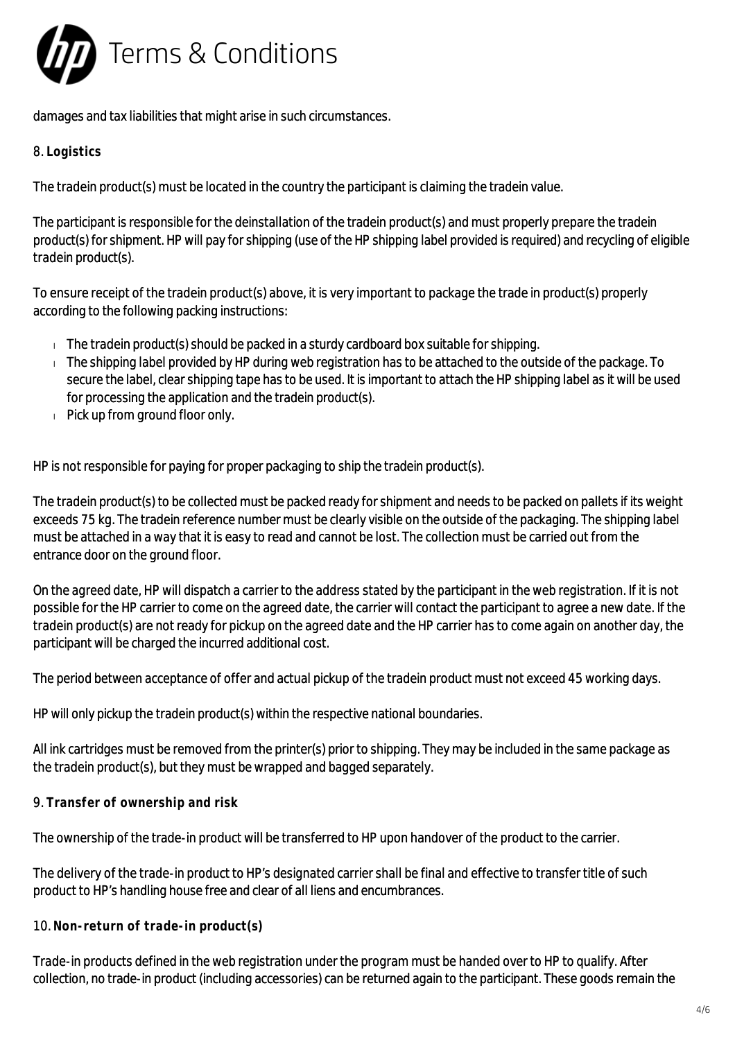damages and tax liabilities that might arise in such circumstances.

## 8. **Logistics**

The tradein product(s) must be located in the country the participant is claiming the tradein value.

The participant is responsible for the deinstallation of the tradein product(s) and must properly prepare the tradein product(s) for shipment. HP will pay for shipping (use of the HP shipping label provided is required) and recycling of eligible tradein product(s).

To ensure receipt of the tradein product(s) above, it is very important to package the trade in product(s) properly according to the following packing instructions:

- The tradein product(s) should be packed in a sturdy cardboard box suitable for shipping.
- The shipping label provided by HP during web registration has to be attached to the outside of the package. To secure the label, clear shipping tape has to be used. It is important to attach the HP shipping label as it will be used for processing the application and the tradein product(s).
- Pick up from ground floor only.

HP is not responsible for paying for proper packaging to ship the tradein product(s).

The tradein product(s) to be collected must be packed ready for shipment and needs to be packed on pallets if its weight exceeds 75 kg. The tradein reference number must be clearly visible on the outside of the packaging. The shipping label must be attached in a way that it is easy to read and cannot be lost. The collection must be carried out from the entrance door on the ground floor.

On the agreed date, HP will dispatch a carrier to the address stated by the participant in the web registration. If it is not possible for the HP carrier to come on the agreed date, the carrier will contact the participant to agree a new date. If the tradein product(s) are not ready for pickup on the agreed date and the HP carrier has to come again on another day, the participant will be charged the incurred additional cost.

The period between acceptance of offer and actual pickup of the tradein product must not exceed 45 working days.

HP will only pickup the tradein product(s) within the respective national boundaries.

All ink cartridges must be removed from the printer(s) prior to shipping. They may be included in the same package as the tradein product(s), but they must be wrapped and bagged separately.

## 9. **Transfer of ownership and risk**

The ownership of the trade-in product will be transferred to HP upon handover of the product to the carrier.

The delivery of the trade-in product to HP's designated carrier shall be final and effective to transfer title of such product to HP's handling house free and clear of all liens and encumbrances.

## 10. **Non-return of trade-in product(s)**

Trade-in products defined in the web registration under the program must be handed over to HP to qualify. After collection, no trade-in product (including accessories) can be returned again to the participant. These goods remain the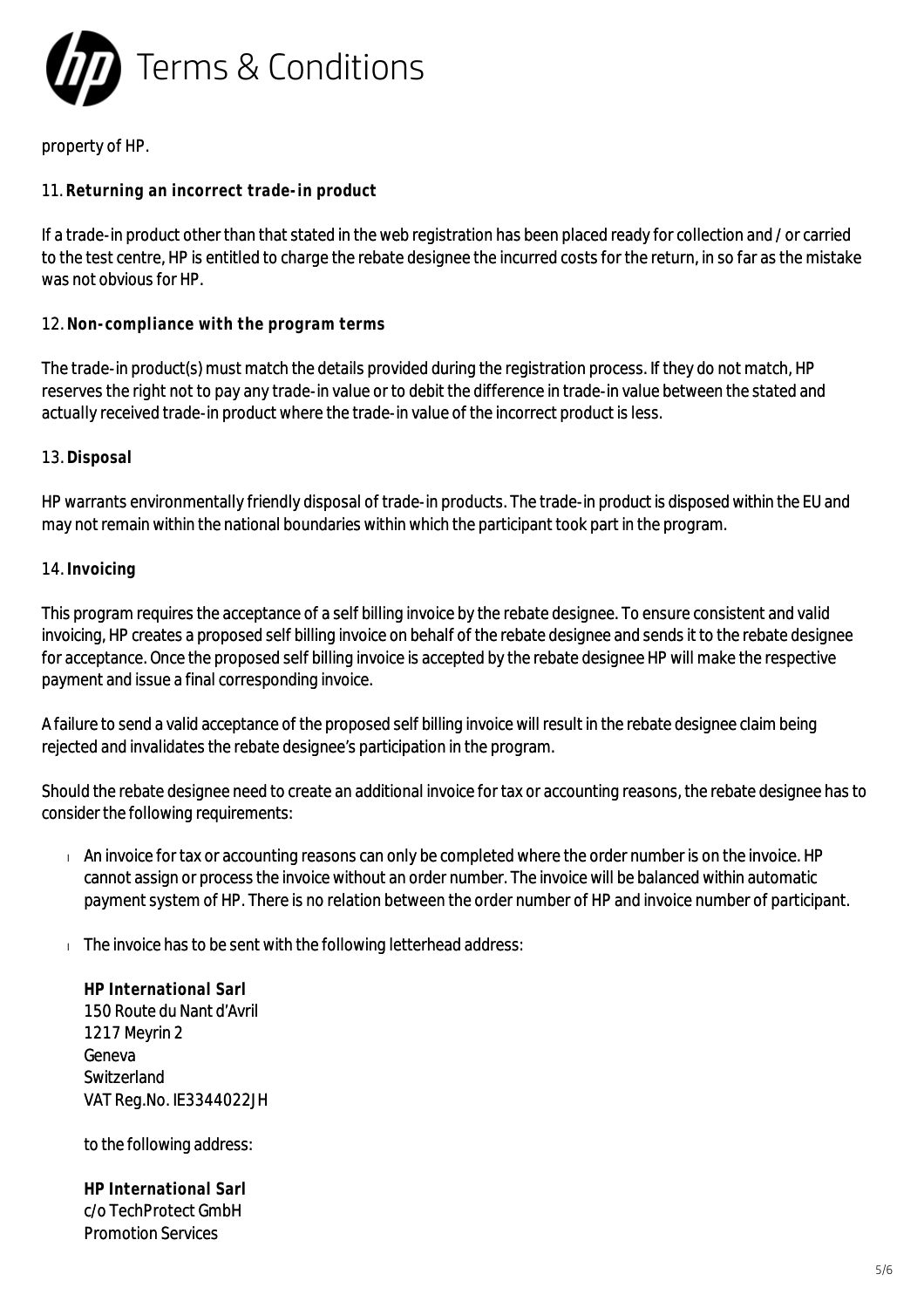property of HP.

11. **Returning an incorrect trade-in product**

If a trade-in product other than that stated in the web registration has been placed ready for collection and / or carried to the test centre, HP is entitled to charge the rebate designee the incurred costs for the return, in so far as the mistake was not obvious for HP.

12. **Non-compliance with the program terms**

The trade-in product(s) must match the details provided during the registration process. If they do not match, HP reserves the right not to pay any trade-in value or to debit the difference in trade-in value between the stated and actually received trade-in product where the trade-in value of the incorrect product is less.

13. **Disposal**

HP warrants environmentally friendly disposal of trade-in products. The trade-in product is disposed within the EU and may not remain within the national boundaries within which the participant took part in the program.

14. **Invoicing**

This program requires the acceptance of a self billing invoice by the rebate designee. To ensure consistent and valid invoicing, HP creates a proposed self billing invoice on behalf of the rebate designee and sends it to the rebate designee for acceptance. Once the proposed self billing invoice is accepted by the rebate designee HP will make the respective payment and issue a final corresponding invoice.

A failure to send a valid acceptance of the proposed self billing invoice will result in the rebate designee claim being rejected and invalidates the rebate designee's participation in the program.

Should the rebate designee need to create an additional invoice for tax or accounting reasons, the rebate designee has to consider the following requirements:

- An invoice for tax or accounting reasons can only be completed where the order number is on the invoice. HP cannot assign or process the invoice without an order number. The invoice will be balanced within automatic payment system of HP. There is no relation between the order number of HP and invoice number of participant.
- The invoice has to be sent with the following letterhead address:

  **HP International Sarl**
  150 Route du Nant d'Avril
  1217 Meyrin 2
  Geneva
  Switzerland
  VAT Reg.No. IE3344022JH

  to the following address:

  **HP International Sarl**
  c/o TechProtect GmbH
  Promotion Services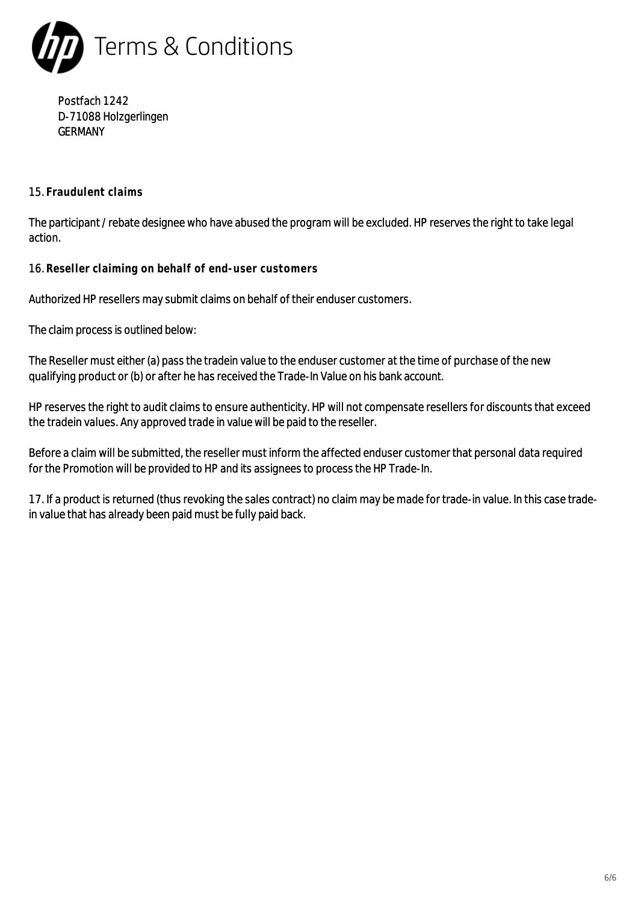Postfach 1242
D-71088 Holzgerlingen
GERMANY

15. **Fraudulent claims**

The participant / rebate designee who have abused the program will be excluded. HP reserves the right to take legal action.

16. **Reseller claiming on behalf of end-user customers**

Authorized HP resellers may submit claims on behalf of their enduser customers.

The claim process is outlined below:

The Reseller must either (a) pass the tradein value to the enduser customer at the time of purchase of the new qualifying product or (b) or after he has received the Trade-In Value on his bank account.

HP reserves the right to audit claims to ensure authenticity. HP will not compensate resellers for discounts that exceed the tradein values. Any approved trade in value will be paid to the reseller.

Before a claim will be submitted, the reseller must inform the affected enduser customer that personal data required for the Promotion will be provided to HP and its assignees to process the HP Trade-In.

17. If a product is returned (thus revoking the sales contract) no claim may be made for trade-in value. In this case trade-in value that has already been paid must be fully paid back.